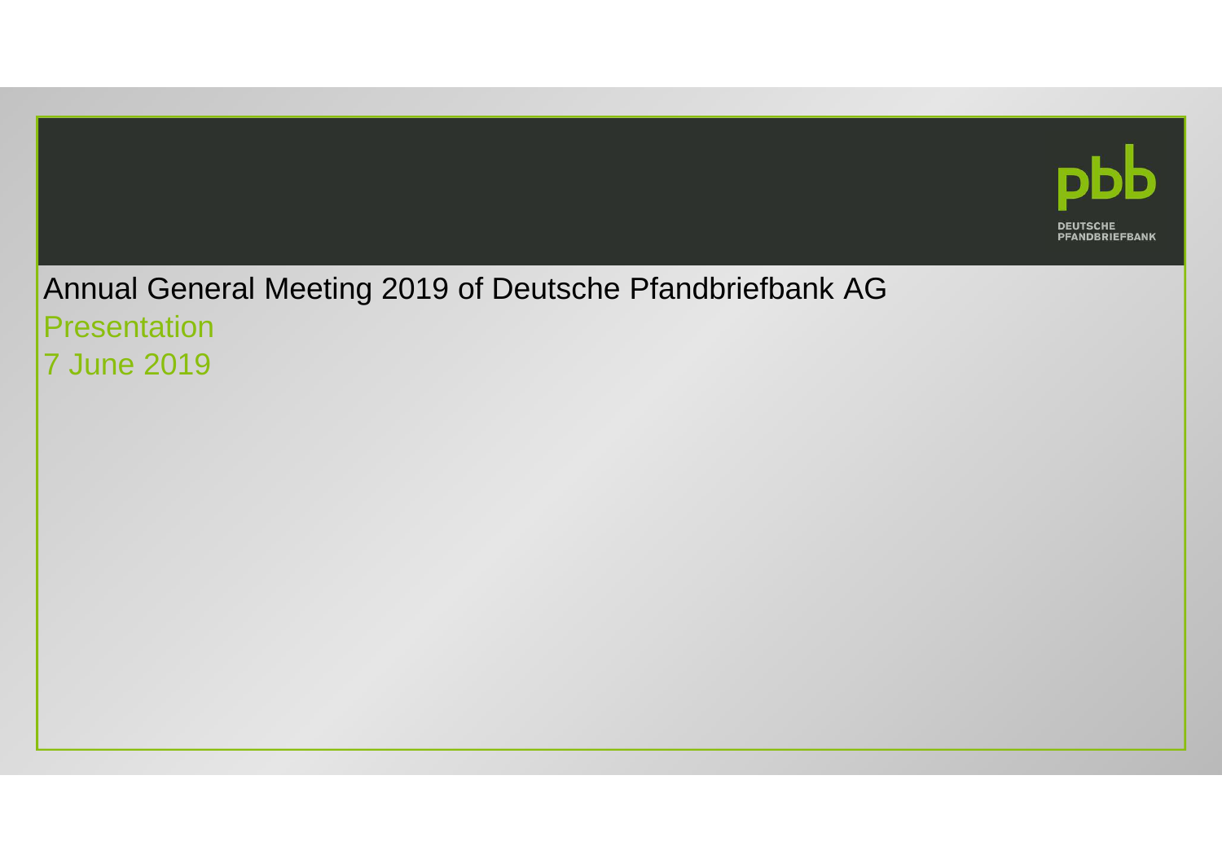pbb

DEUTSCHE PFANDBRIEFBANK

# Annual General Meeting 2019 of Deutsche Pfandbriefbank AG

Presentation

7 June 2019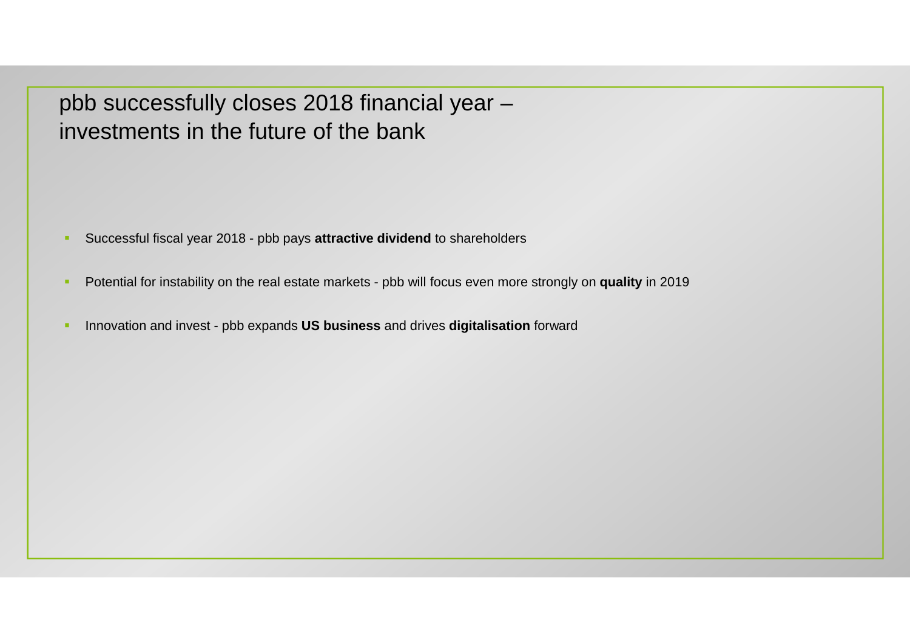# pbb successfully closes 2018 financial year – investments in the future of the bank

- Successful fiscal year 2018 - pbb pays **attractive dividend** to shareholders
- Potential for instability on the real estate markets - pbb will focus even more strongly on **quality** in 2019
- Innovation and invest - pbb expands **US business** and drives **digitalisation** forward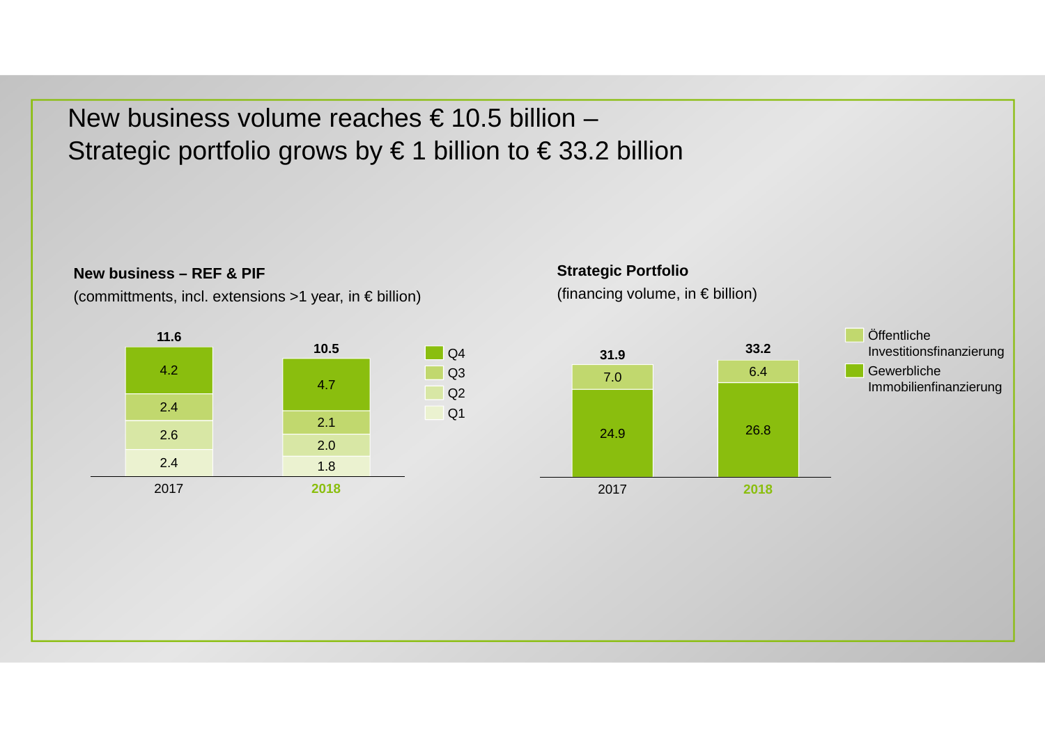# New business volume reaches € 10.5 billion – Strategic portfolio grows by € 1 billion to € 33.2 billion

**New business – REF & PIF**

(committments, incl. extensions >1 year, in € billion)

| | 2017 | 2018 |
|---|---|---|
| Q1 | 2.4 | 1.8 |
| Q2 | 2.6 | 2.0 |
| Q3 | 2.4 | 2.1 |
| Q4 | 4.2 | 4.7 |
| **Total** | **11.6** | **10.5** |

**Strategic Portfolio**

(financing volume, in € billion)

| | 2017 | 2018 |
|---|---|---|
| Gewerbliche Immobilienfinanzierung | 24.9 | 26.8 |
| Öffentliche Investitionsfinanzierung | 7.0 | 6.4 |
| **Total** | **31.9** | **33.2** |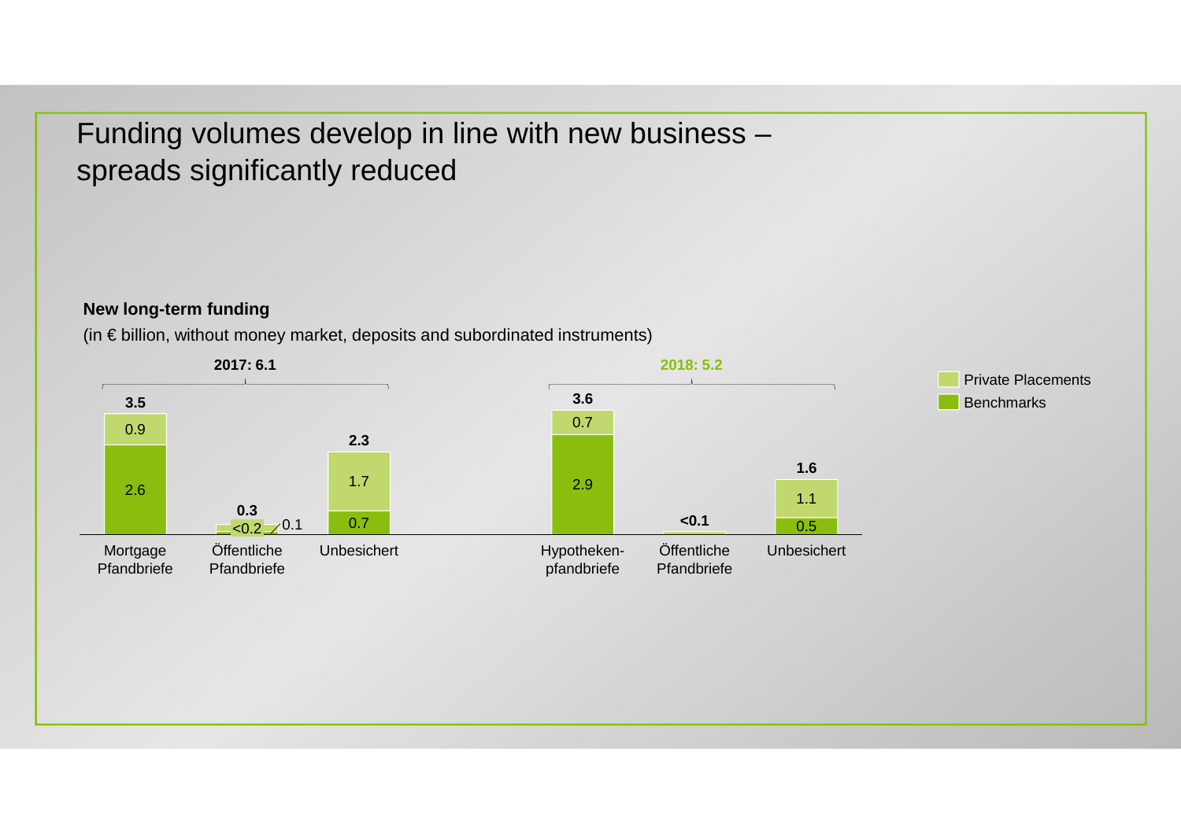# Funding volumes develop in line with new business – spreads significantly reduced

**New long-term funding**

(in € billion, without money market, deposits and subordinated instruments)

| | 2017: 6.1 | | | 2018: 5.2 | | |
|---|---|---|---|---|---|---|
| | Mortgage Pfandbriefe | Öffentliche Pfandbriefe | Unbesichert | Hypotheken-pfandbriefe | Öffentliche Pfandbriefe | Unbesichert |
| Private Placements | 0.9 | <0.2 | 1.7 | 0.7 | | 1.1 |
| Benchmarks | 2.6 | 0.1 | 0.7 | 2.9 | | 0.5 |
| Total | 3.5 | 0.3 | 2.3 | 3.6 | <0.1 | 1.6 |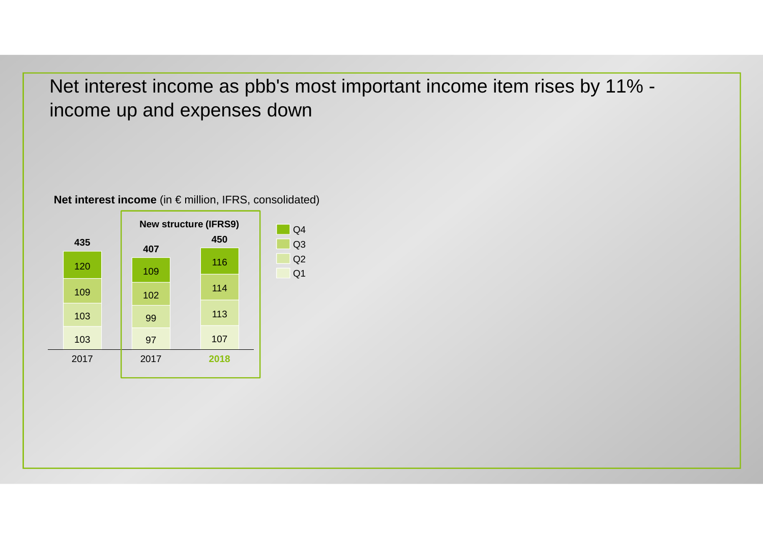# Net interest income as pbb's most important income item rises by 11% - income up and expenses down

**Net interest income** (in € million, IFRS, consolidated)

| | 2017 | 2017 (New structure (IFRS9)) | **2018** (New structure (IFRS9)) |
|---|---|---|---|
| Q1 | 103 | 97 | 107 |
| Q2 | 103 | 99 | 113 |
| Q3 | 109 | 102 | 114 |
| Q4 | 120 | 109 | 116 |
| **Total** | **435** | **407** | **450** |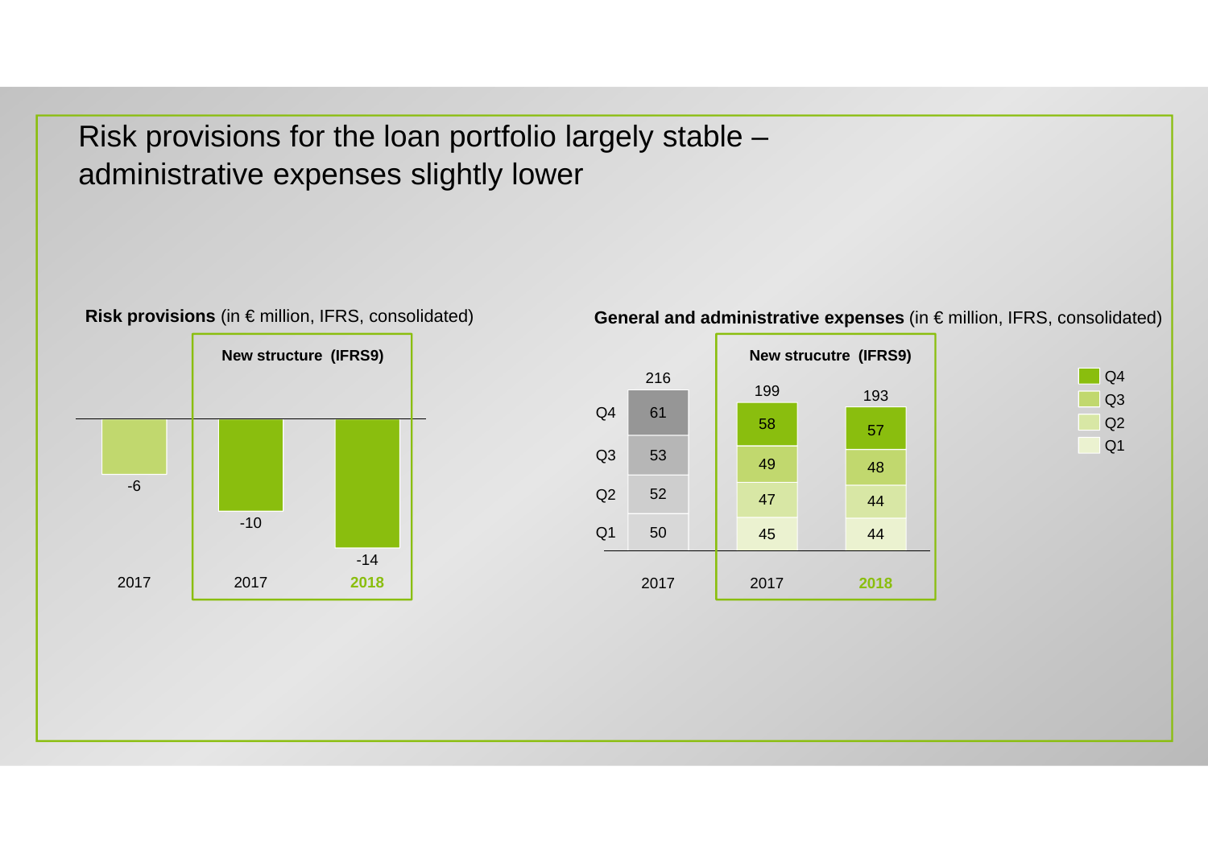# Risk provisions for the loan portfolio largely stable – administrative expenses slightly lower

**Risk provisions** (in € million, IFRS, consolidated)

| | 2017 | New structure (IFRS9) 2017 | New structure (IFRS9) 2018 |
|---|---|---|---|
| Risk provisions | -6 | -10 | -14 |

**General and administrative expenses** (in € million, IFRS, consolidated)

| | 2017 | New strucutre (IFRS9) 2017 | New strucutre (IFRS9) 2018 |
|---|---|---|---|
| Q1 | 50 | 45 | 44 |
| Q2 | 52 | 47 | 44 |
| Q3 | 53 | 49 | 48 |
| Q4 | 61 | 58 | 57 |
| Total | 216 | 199 | 193 |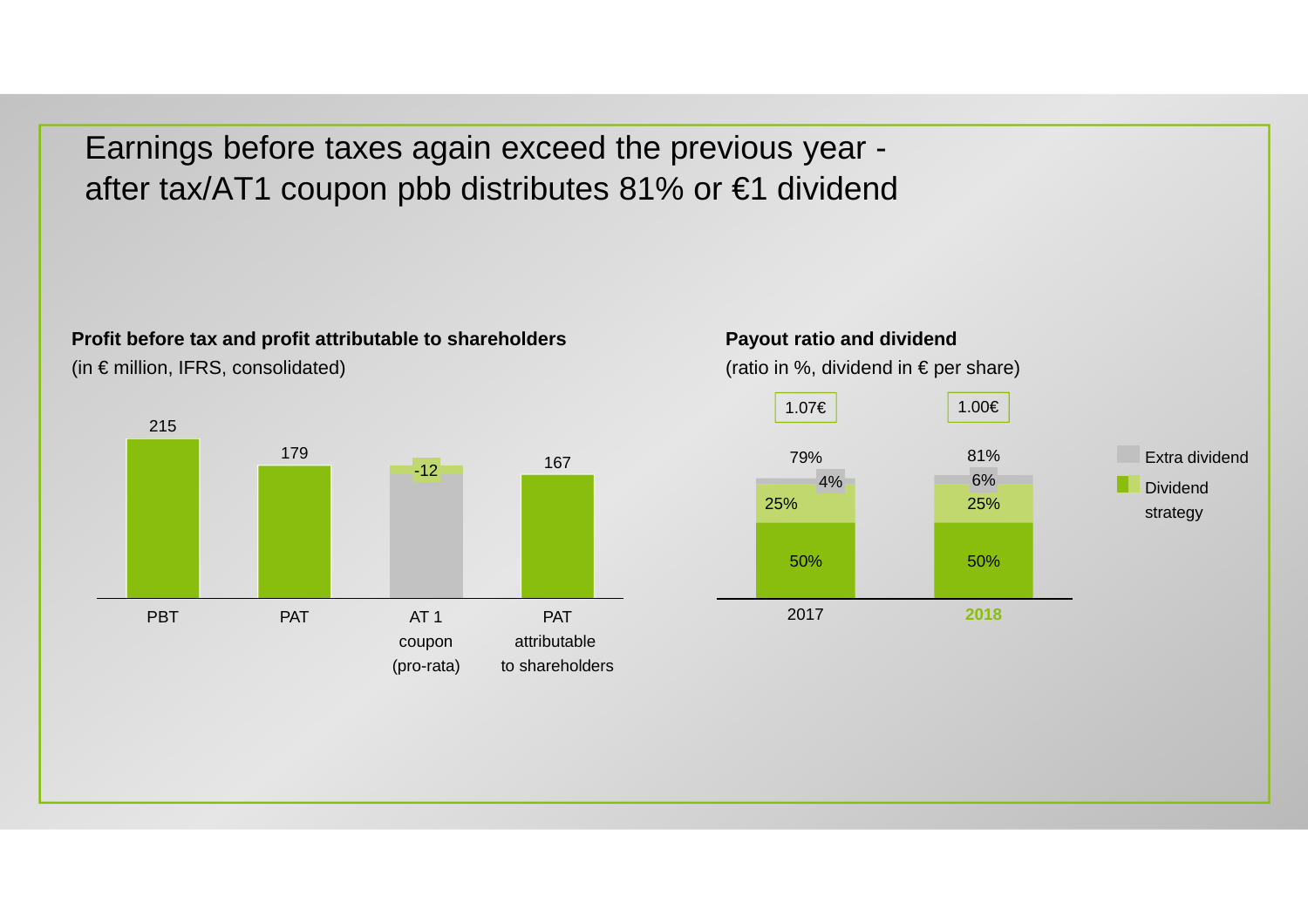# Earnings before taxes again exceed the previous year - after tax/AT1 coupon pbb distributes 81% or €1 dividend

**Profit before tax and profit attributable to shareholders**
(in € million, IFRS, consolidated)

| PBT | PAT | AT 1 coupon (pro-rata) | PAT attributable to shareholders |
|---|---|---|---|
| 215 | 179 | -12 | 167 |

**Payout ratio and dividend**
(ratio in %, dividend in € per share)

| | 2017 | 2018 |
|---|---|---|
| Dividend (€ per share) | 1.07€ | 1.00€ |
| Total payout ratio | 79% | 81% |
| Extra dividend | 4% | 6% |
| Dividend strategy | 25% | 25% |
| Dividend strategy | 50% | 50% |

Extra dividend
Dividend strategy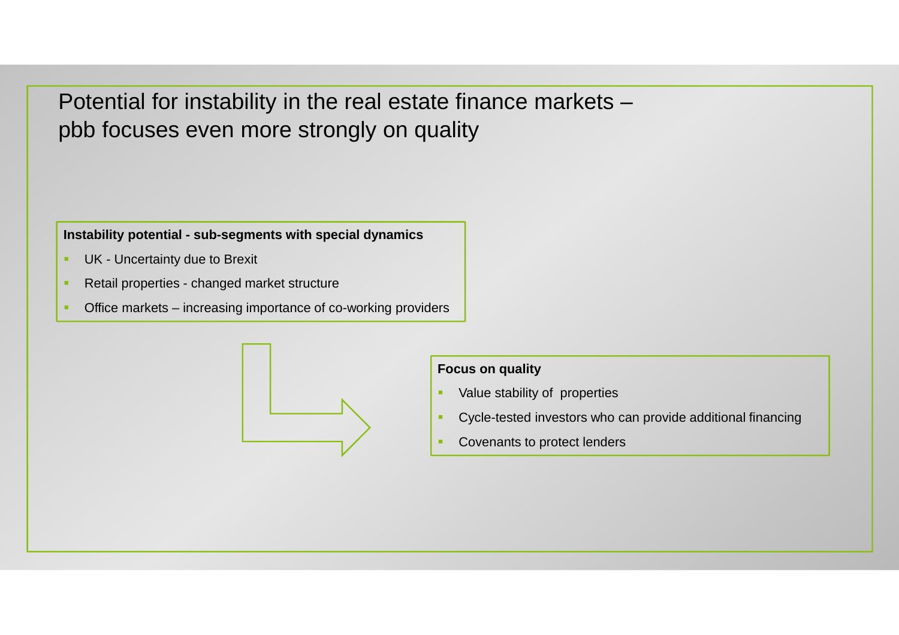# Potential for instability in the real estate finance markets – pbb focuses even more strongly on quality

**Instability potential - sub-segments with special dynamics**

- UK - Uncertainty due to Brexit
- Retail properties - changed market structure
- Office markets – increasing importance of co-working providers

**Focus on quality**

- Value stability of properties
- Cycle-tested investors who can provide additional financing
- Covenants to protect lenders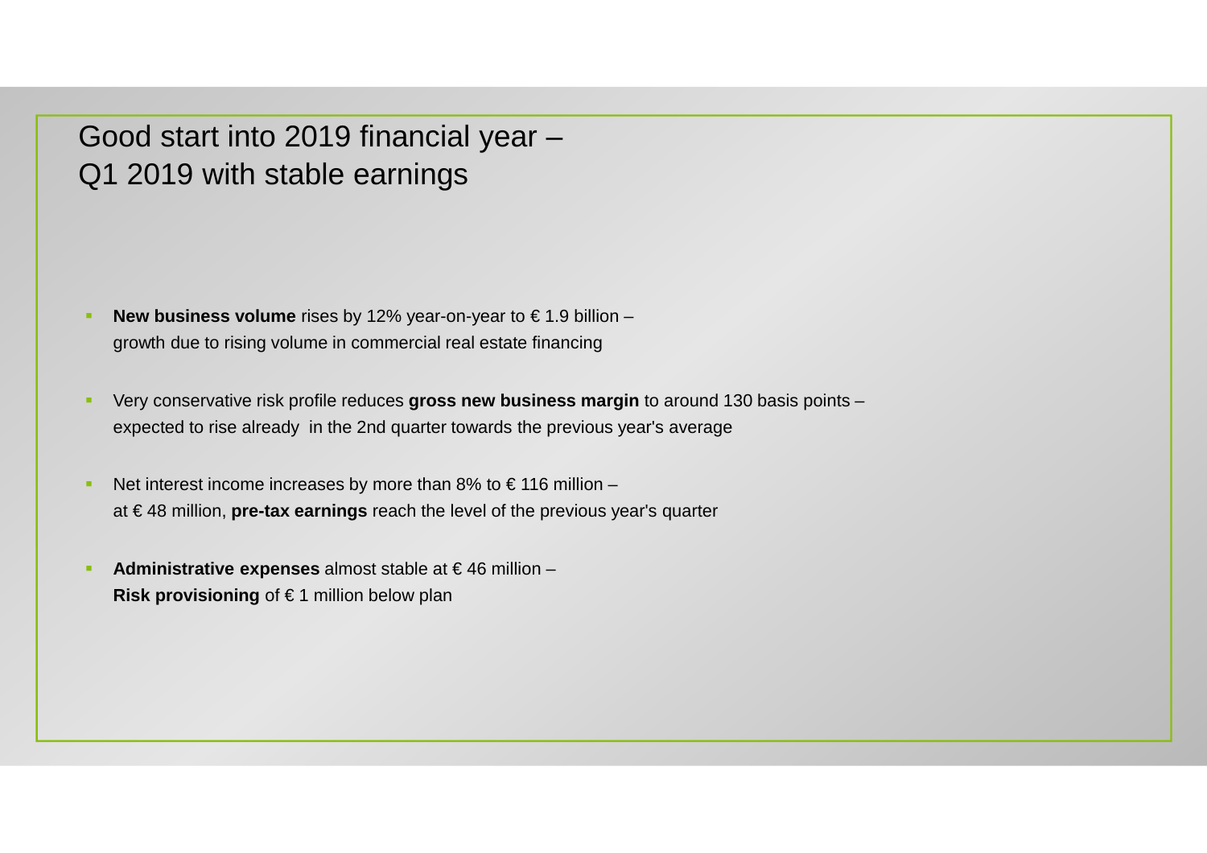# Good start into 2019 financial year – Q1 2019 with stable earnings

- **New business volume** rises by 12% year-on-year to € 1.9 billion – growth due to rising volume in commercial real estate financing
- Very conservative risk profile reduces **gross new business margin** to around 130 basis points – expected to rise already in the 2nd quarter towards the previous year's average
- Net interest income increases by more than 8% to € 116 million – at € 48 million, **pre-tax earnings** reach the level of the previous year's quarter
- **Administrative expenses** almost stable at € 46 million – **Risk provisioning** of € 1 million below plan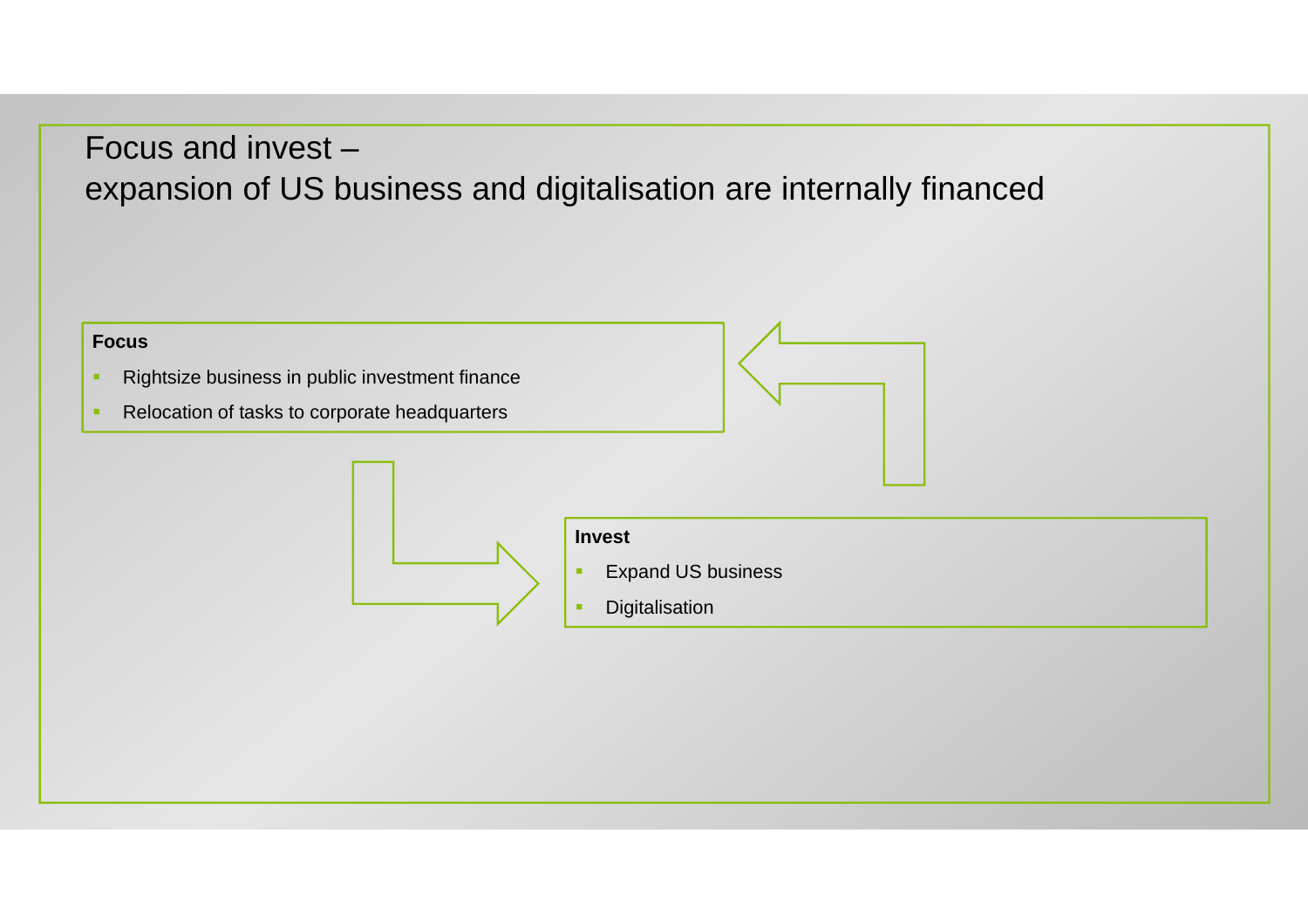# Focus and invest – expansion of US business and digitalisation are internally financed

**Focus**

- Rightsize business in public investment finance
- Relocation of tasks to corporate headquarters

**Invest**

- Expand US business
- Digitalisation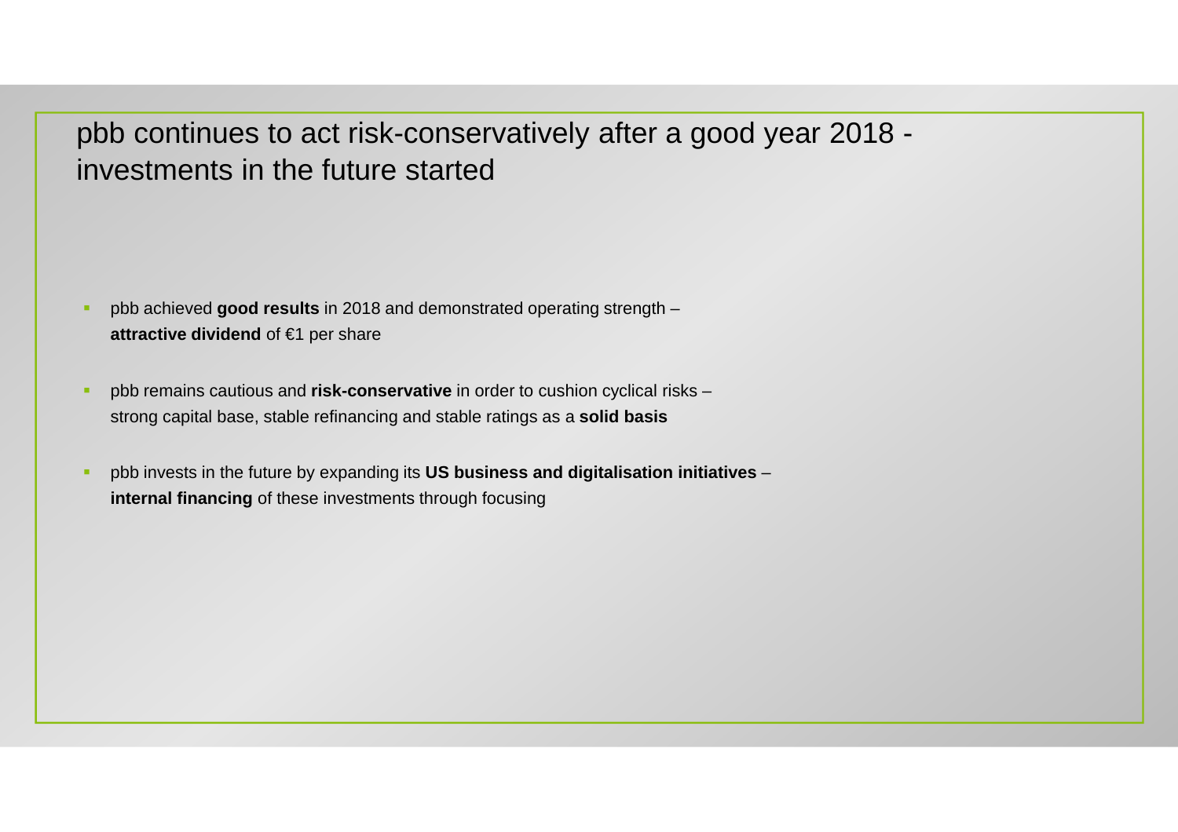# pbb continues to act risk-conservatively after a good year 2018 - investments in the future started

- pbb achieved **good results** in 2018 and demonstrated operating strength – **attractive dividend** of €1 per share
- pbb remains cautious and **risk-conservative** in order to cushion cyclical risks – strong capital base, stable refinancing and stable ratings as a **solid basis**
- pbb invests in the future by expanding its **US business and digitalisation initiatives** – **internal financing** of these investments through focusing